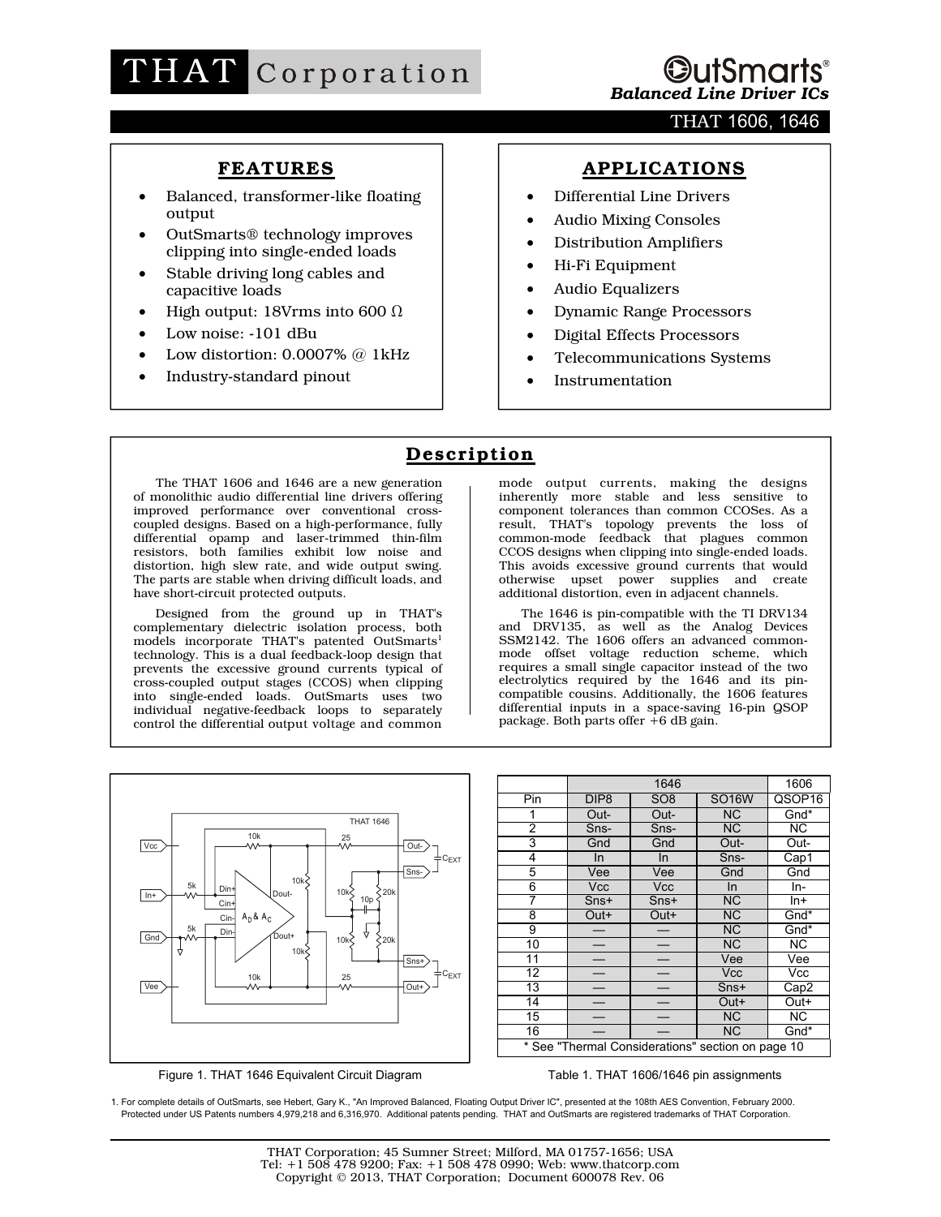# THAT Corporation

**OutSmarts®**
***Balanced Line Driver ICs***

THAT 1606, 1646

## FEATURES

- Balanced, transformer-like floating output
- OutSmarts® technology improves clipping into single-ended loads
- Stable driving long cables and capacitive loads
- High output: 18Vrms into 600 Ω
- Low noise: -101 dBu
- Low distortion: 0.0007% @ 1kHz
- Industry-standard pinout

## APPLICATIONS

- Differential Line Drivers
- Audio Mixing Consoles
- Distribution Amplifiers
- Hi-Fi Equipment
- Audio Equalizers
- Dynamic Range Processors
- Digital Effects Processors
- Telecommunications Systems
- Instrumentation

## Description

The THAT 1606 and 1646 are a new generation of monolithic audio differential line drivers offering improved performance over conventional cross-coupled designs. Based on a high-performance, fully differential opamp and laser-trimmed thin-film resistors, both families exhibit low noise and distortion, high slew rate, and wide output swing. The parts are stable when driving difficult loads, and have short-circuit protected outputs.

Designed from the ground up in THAT's complementary dielectric isolation process, both models incorporate THAT's patented OutSmarts[1] technology. This is a dual feedback-loop design that prevents the excessive ground currents typical of cross-coupled output stages (CCOS) when clipping into single-ended loads. OutSmarts uses two individual negative-feedback loops to separately control the differential output voltage and common mode output currents, making the designs inherently more stable and less sensitive to component tolerances than common CCOSes. As a result, THAT's topology prevents the loss of common-mode feedback that plagues common CCOS designs when clipping into single-ended loads. This avoids excessive ground currents that would otherwise upset power supplies and create additional distortion, even in adjacent channels.

The 1646 is pin-compatible with the TI DRV134 and DRV135, as well as the Analog Devices SSM2142. The 1606 offers an advanced common-mode offset voltage reduction scheme, which requires a small single capacitor instead of the two electrolytics required by the 1646 and its pin-compatible cousins. Additionally, the 1606 features differential inputs in a space-saving 16-pin QSOP package. Both parts offer +6 dB gain.

Figure 1. THAT 1646 Equivalent Circuit Diagram

| | 1646 | | | 1606 |
|---|---|---|---|---|
| Pin | DIP8 | SO8 | SO16W | QSOP16 |
| 1 | Out- | Out- | NC | Gnd* |
| 2 | Sns- | Sns- | NC | NC |
| 3 | Gnd | Gnd | Out- | Out- |
| 4 | In | In | Sns- | Cap1 |
| 5 | Vee | Vee | Gnd | Gnd |
| 6 | Vcc | Vcc | In | In- |
| 7 | Sns+ | Sns+ | NC | In+ |
| 8 | Out+ | Out+ | NC | Gnd* |
| 9 | — | — | NC | Gnd* |
| 10 | — | — | NC | NC |
| 11 | — | — | Vee | Vee |
| 12 | — | — | Vcc | Vcc |
| 13 | — | — | Sns+ | Cap2 |
| 14 | — | — | Out+ | Out+ |
| 15 | — | — | NC | NC |
| 16 | — | — | NC | Gnd* |

\* See "Thermal Considerations" section on page 10

Table 1. THAT 1606/1646 pin assignments

1. For complete details of OutSmarts, see Hebert, Gary K., "An Improved Balanced, Floating Output Driver IC", presented at the 108th AES Convention, February 2000. Protected under US Patents numbers 4,979,218 and 6,316,970. Additional patents pending. THAT and OutSmarts are registered trademarks of THAT Corporation.

THAT Corporation; 45 Sumner Street; Milford, MA 01757-1656; USA
Tel: +1 508 478 9200; Fax: +1 508 478 0990; Web: www.thatcorp.com
Copyright © 2013, THAT Corporation; Document 600078 Rev. 06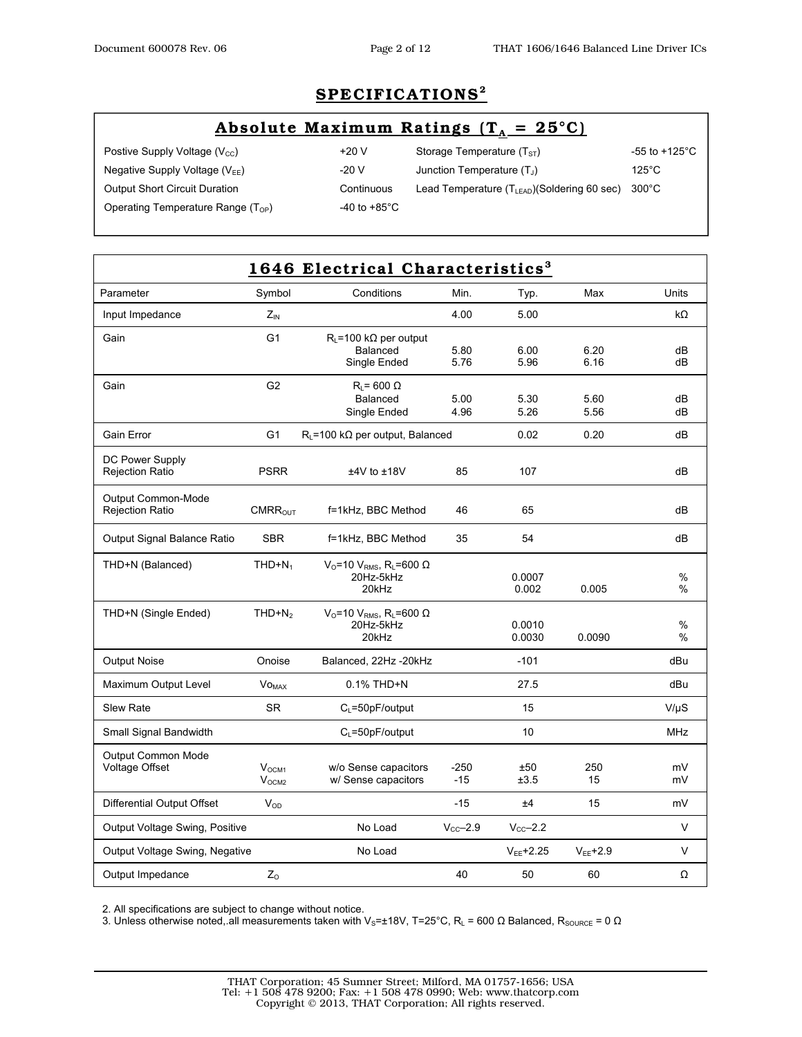# SPECIFICATIONS[2]

## Absolute Maximum Ratings ($T_A$ = 25°C)

| | | | |
|---|---|---|---|
| Postive Supply Voltage ($V_{CC}$) | +20 V | Storage Temperature ($T_{ST}$) | -55 to +125°C |
| Negative Supply Voltage ($V_{EE}$) | -20 V | Junction Temperature ($T_J$) | 125°C |
| Output Short Circuit Duration | Continuous | Lead Temperature ($T_{LEAD}$)(Soldering 60 sec) | 300°C |
| Operating Temperature Range ($T_{OP}$) | -40 to +85°C | | |

## 1646 Electrical Characteristics[3]

| Parameter | Symbol | Conditions | Min. | Typ. | Max | Units |
|---|---|---|---|---|---|---|
| Input Impedance | $Z_{IN}$ | | 4.00 | 5.00 | | kΩ |
| Gain | G1 | $R_L$=100 kΩ per output | | | | |
| | | Balanced | 5.80 | 6.00 | 6.20 | dB |
| | | Single Ended | 5.76 | 5.96 | 6.16 | dB |
| Gain | G2 | $R_L$= 600 Ω | | | | |
| | | Balanced | 5.00 | 5.30 | 5.60 | dB |
| | | Single Ended | 4.96 | 5.26 | 5.56 | dB |
| Gain Error | G1 | $R_L$=100 kΩ per output, Balanced | | 0.02 | 0.20 | dB |
| DC Power Supply Rejection Ratio | PSRR | ±4V to ±18V | 85 | 107 | | dB |
| Output Common-Mode Rejection Ratio | $CMRR_{OUT}$ | f=1kHz, BBC Method | 46 | 65 | | dB |
| Output Signal Balance Ratio | SBR | f=1kHz, BBC Method | 35 | 54 | | dB |
| THD+N (Balanced) | THD+$N_1$ | $V_O$=10 $V_{RMS}$, $R_L$=600 Ω | | | | |
| | | 20Hz-5kHz | | 0.0007 | | % |
| | | 20kHz | | 0.002 | 0.005 | % |
| THD+N (Single Ended) | THD+$N_2$ | $V_O$=10 $V_{RMS}$, $R_L$=600 Ω | | | | |
| | | 20Hz-5kHz | | 0.0010 | | % |
| | | 20kHz | | 0.0030 | 0.0090 | % |
| Output Noise | Onoise | Balanced, 22Hz -20kHz | | -101 | | dBu |
| Maximum Output Level | $Vo_{MAX}$ | 0.1% THD+N | | 27.5 | | dBu |
| Slew Rate | SR | $C_L$=50pF/output | | 15 | | V/μS |
| Small Signal Bandwidth | | $C_L$=50pF/output | | 10 | | MHz |
| Output Common Mode Voltage Offset | $V_{OCM1}$ | w/o Sense capacitors | -250 | ±50 | 250 | mV |
| | $V_{OCM2}$ | w/ Sense capacitors | -15 | ±3.5 | 15 | mV |
| Differential Output Offset | $V_{OD}$ | | -15 | ±4 | 15 | mV |
| Output Voltage Swing, Positive | | No Load | $V_{CC}$–2.9 | $V_{CC}$–2.2 | | V |
| Output Voltage Swing, Negative | | No Load | | $V_{EE}$+2.25 | $V_{EE}$+2.9 | V |
| Output Impedance | $Z_O$ | | 40 | 50 | 60 | Ω |

2. All specifications are subject to change without notice.
3. Unless otherwise noted,.all measurements taken with $V_S$=±18V, T=25°C, $R_L$ = 600 Ω Balanced, $R_{SOURCE}$ = 0 Ω

THAT Corporation; 45 Sumner Street; Milford, MA 01757-1656; USA
Tel: +1 508 478 9200; Fax: +1 508 478 0990; Web: www.thatcorp.com
Copyright © 2013, THAT Corporation; All rights reserved.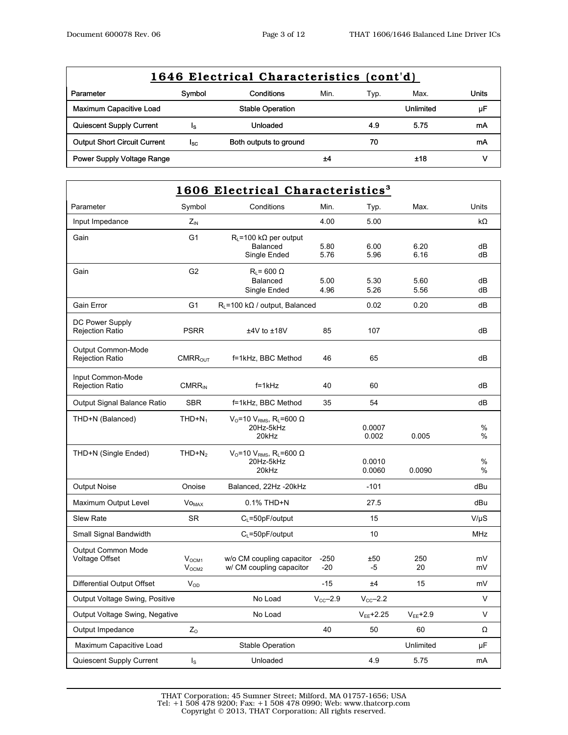## 1646 Electrical Characteristics (cont'd)

| Parameter | Symbol | Conditions | Min. | Typ. | Max. | Units |
|---|---|---|---|---|---|---|
| Maximum Capacitive Load | | Stable Operation | | | Unlimited | μF |
| Quiescent Supply Current | $I_S$ | Unloaded | | 4.9 | 5.75 | mA |
| Output Short Circuit Current | $I_{SC}$ | Both outputs to ground | | 70 | | mA |
| Power Supply Voltage Range | | | ±4 | | ±18 | V |

## 1606 Electrical Characteristics[3]

| Parameter | Symbol | Conditions | Min. | Typ. | Max. | Units |
|---|---|---|---|---|---|---|
| Input Impedance | $Z_{IN}$ | | 4.00 | 5.00 | | kΩ |
| Gain | G1 | $R_L$=100 kΩ per output | | | | |
| | | Balanced | 5.80 | 6.00 | 6.20 | dB |
| | | Single Ended | 5.76 | 5.96 | 6.16 | dB |
| Gain | G2 | $R_L$= 600 Ω | | | | |
| | | Balanced | 5.00 | 5.30 | 5.60 | dB |
| | | Single Ended | 4.96 | 5.26 | 5.56 | dB |
| Gain Error | G1 | $R_L$=100 kΩ / output, Balanced | | 0.02 | 0.20 | dB |
| DC Power Supply Rejection Ratio | PSRR | ±4V to ±18V | 85 | 107 | | dB |
| Output Common-Mode Rejection Ratio | $CMRR_{OUT}$ | f=1kHz, BBC Method | 46 | 65 | | dB |
| Input Common-Mode Rejection Ratio | $CMRR_{IN}$ | f=1kHz | 40 | 60 | | dB |
| Output Signal Balance Ratio | SBR | f=1kHz, BBC Method | 35 | 54 | | dB |
| THD+N (Balanced) | $THD+N_1$ | $V_O$=10 $V_{RMS}$, $R_L$=600 Ω | | | | |
| | | 20Hz-5kHz | | 0.0007 | | % |
| | | 20kHz | | 0.002 | 0.005 | % |
| THD+N (Single Ended) | $THD+N_2$ | $V_O$=10 $V_{RMS}$, $R_L$=600 Ω | | | | |
| | | 20Hz-5kHz | | 0.0010 | | % |
| | | 20kHz | | 0.0060 | 0.0090 | % |
| Output Noise | Onoise | Balanced, 22Hz -20kHz | | -101 | | dBu |
| Maximum Output Level | $Vo_{MAX}$ | 0.1% THD+N | | 27.5 | | dBu |
| Slew Rate | SR | $C_L$=50pF/output | | 15 | | V/μS |
| Small Signal Bandwidth | | $C_L$=50pF/output | | 10 | | MHz |
| Output Common Mode Voltage Offset | $V_{OCM1}$ | w/o CM coupling capacitor | -250 | ±50 | 250 | mV |
| | $V_{OCM2}$ | w/ CM coupling capacitor | -20 | -5 | 20 | mV |
| Differential Output Offset | $V_{OD}$ | | -15 | ±4 | 15 | mV |
| Output Voltage Swing, Positive | | No Load | $V_{CC}$–2.9 | $V_{CC}$–2.2 | | V |
| Output Voltage Swing, Negative | | No Load | | $V_{EE}$+2.25 | $V_{EE}$+2.9 | V |
| Output Impedance | $Z_O$ | | 40 | 50 | 60 | Ω |
| Maximum Capacitive Load | | Stable Operation | | | Unlimited | μF |
| Quiescent Supply Current | $I_S$ | Unloaded | | 4.9 | 5.75 | mA |

THAT Corporation; 45 Sumner Street; Milford, MA 01757-1656; USA
Tel: +1 508 478 9200; Fax: +1 508 478 0990; Web: www.thatcorp.com
Copyright © 2013, THAT Corporation; All rights reserved.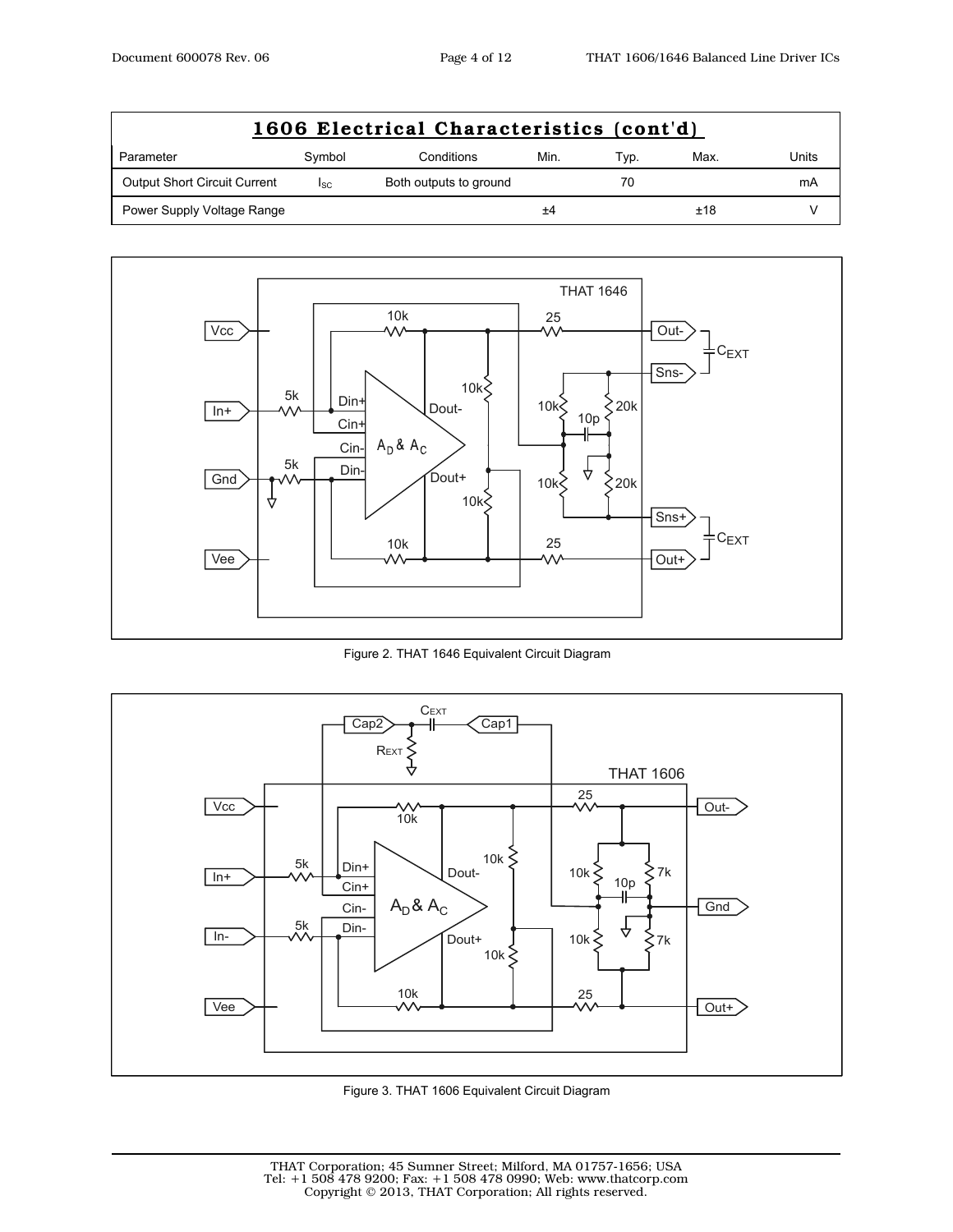## 1606 Electrical Characteristics (cont'd)

| Parameter | Symbol | Conditions | Min. | Typ. | Max. | Units |
|---|---|---|---|---|---|---|
| Output Short Circuit Current | $I_{SC}$ | Both outputs to ground | | 70 | | mA |
| Power Supply Voltage Range | | | ±4 | | ±18 | V |

Figure 2. THAT 1646 Equivalent Circuit Diagram

Figure 3. THAT 1606 Equivalent Circuit Diagram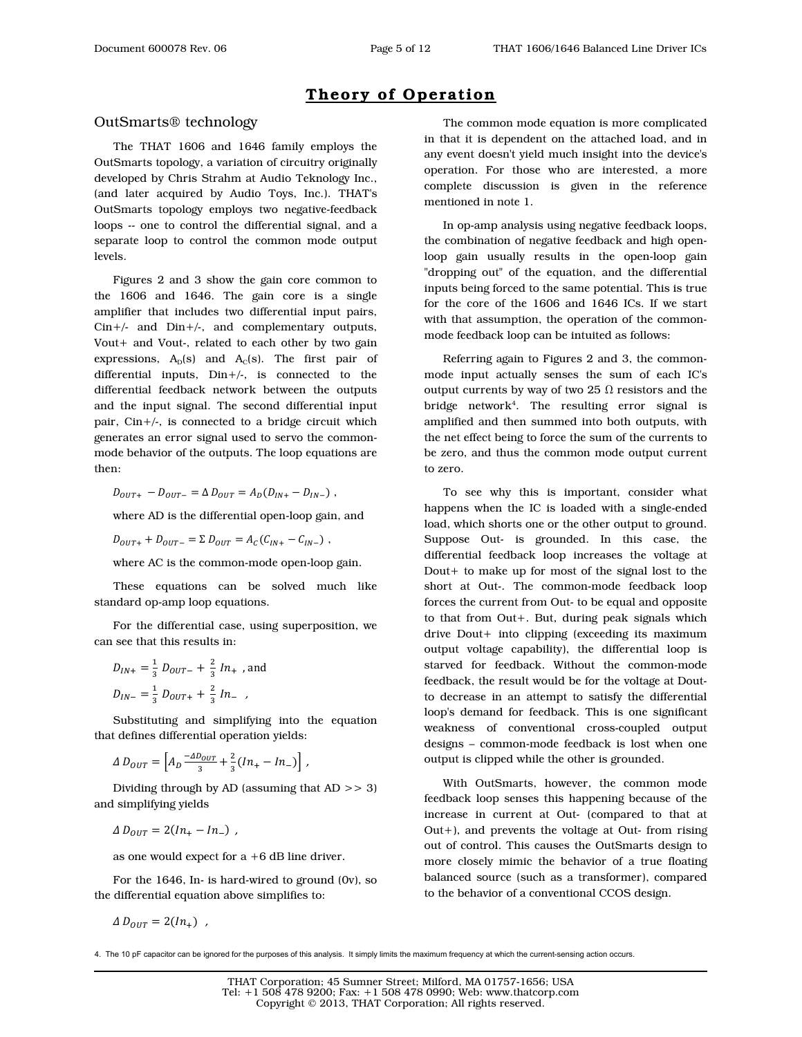# Theory of Operation

## OutSmarts® technology

The THAT 1606 and 1646 family employs the OutSmarts topology, a variation of circuitry originally developed by Chris Strahm at Audio Teknology Inc., (and later acquired by Audio Toys, Inc.). THAT's OutSmarts topology employs two negative-feedback loops -- one to control the differential signal, and a separate loop to control the common mode output levels.

Figures 2 and 3 show the gain core common to the 1606 and 1646. The gain core is a single amplifier that includes two differential input pairs, Cin+/- and Din+/-, and complementary outputs, Vout+ and Vout-, related to each other by two gain expressions, $A_D(s)$ and $A_C(s)$. The first pair of differential inputs, Din+/-, is connected to the differential feedback network between the outputs and the input signal. The second differential input pair, Cin+/-, is connected to a bridge circuit which generates an error signal used to servo the common-mode behavior of the outputs. The loop equations are then:

$$D_{OUT+} - D_{OUT-} = \Delta\, D_{OUT} = A_D(D_{IN+} - D_{IN-})\ ,$$

where AD is the differential open-loop gain, and

$$D_{OUT+} + D_{OUT-} = \Sigma\, D_{OUT} = A_C(C_{IN+} - C_{IN-})\ ,$$

where AC is the common-mode open-loop gain.

These equations can be solved much like standard op-amp loop equations.

For the differential case, using superposition, we can see that this results in:

$$D_{IN+} = \frac{1}{3}\, D_{OUT-} + \frac{2}{3}\, In_+ \text{ , and}$$

$$D_{IN-} = \frac{1}{3}\, D_{OUT+} + \frac{2}{3}\, In_-\ ,$$

Substituting and simplifying into the equation that defines differential operation yields:

$$\Delta\, D_{OUT} = \left[A_D \frac{-\Delta D_{OUT}}{3} + \frac{2}{3}(In_+ - In_-)\right]\ ,$$

Dividing through by AD (assuming that AD >> 3) and simplifying yields

$$\Delta\, D_{OUT} = 2(In_+ - In_-)\ ,$$

as one would expect for a +6 dB line driver.

For the 1646, In- is hard-wired to ground (0v), so the differential equation above simplifies to:

$$\Delta\, D_{OUT} = 2(In_+)\ ,$$

The common mode equation is more complicated in that it is dependent on the attached load, and in any event doesn't yield much insight into the device's operation. For those who are interested, a more complete discussion is given in the reference mentioned in note 1.

In op-amp analysis using negative feedback loops, the combination of negative feedback and high open-loop gain usually results in the open-loop gain "dropping out" of the equation, and the differential inputs being forced to the same potential. This is true for the core of the 1606 and 1646 ICs. If we start with that assumption, the operation of the common-mode feedback loop can be intuited as follows:

Referring again to Figures 2 and 3, the common-mode input actually senses the sum of each IC's output currents by way of two 25 Ω resistors and the bridge network[4]. The resulting error signal is amplified and then summed into both outputs, with the net effect being to force the sum of the currents to be zero, and thus the common mode output current to zero.

To see why this is important, consider what happens when the IC is loaded with a single-ended load, which shorts one or the other output to ground. Suppose Out- is grounded. In this case, the differential feedback loop increases the voltage at Dout+ to make up for most of the signal lost to the short at Out-. The common-mode feedback loop forces the current from Out- to be equal and opposite to that from Out+. But, during peak signals which drive Dout+ into clipping (exceeding its maximum output voltage capability), the differential loop is starved for feedback. Without the common-mode feedback, the result would be for the voltage at Dout- to decrease in an attempt to satisfy the differential loop's demand for feedback. This is one significant weakness of conventional cross-coupled output designs – common-mode feedback is lost when one output is clipped while the other is grounded.

With OutSmarts, however, the common mode feedback loop senses this happening because of the increase in current at Out- (compared to that at Out+), and prevents the voltage at Out- from rising out of control. This causes the OutSmarts design to more closely mimic the behavior of a true floating balanced source (such as a transformer), compared to the behavior of a conventional CCOS design.

4. The 10 pF capacitor can be ignored for the purposes of this analysis. It simply limits the maximum frequency at which the current-sensing action occurs.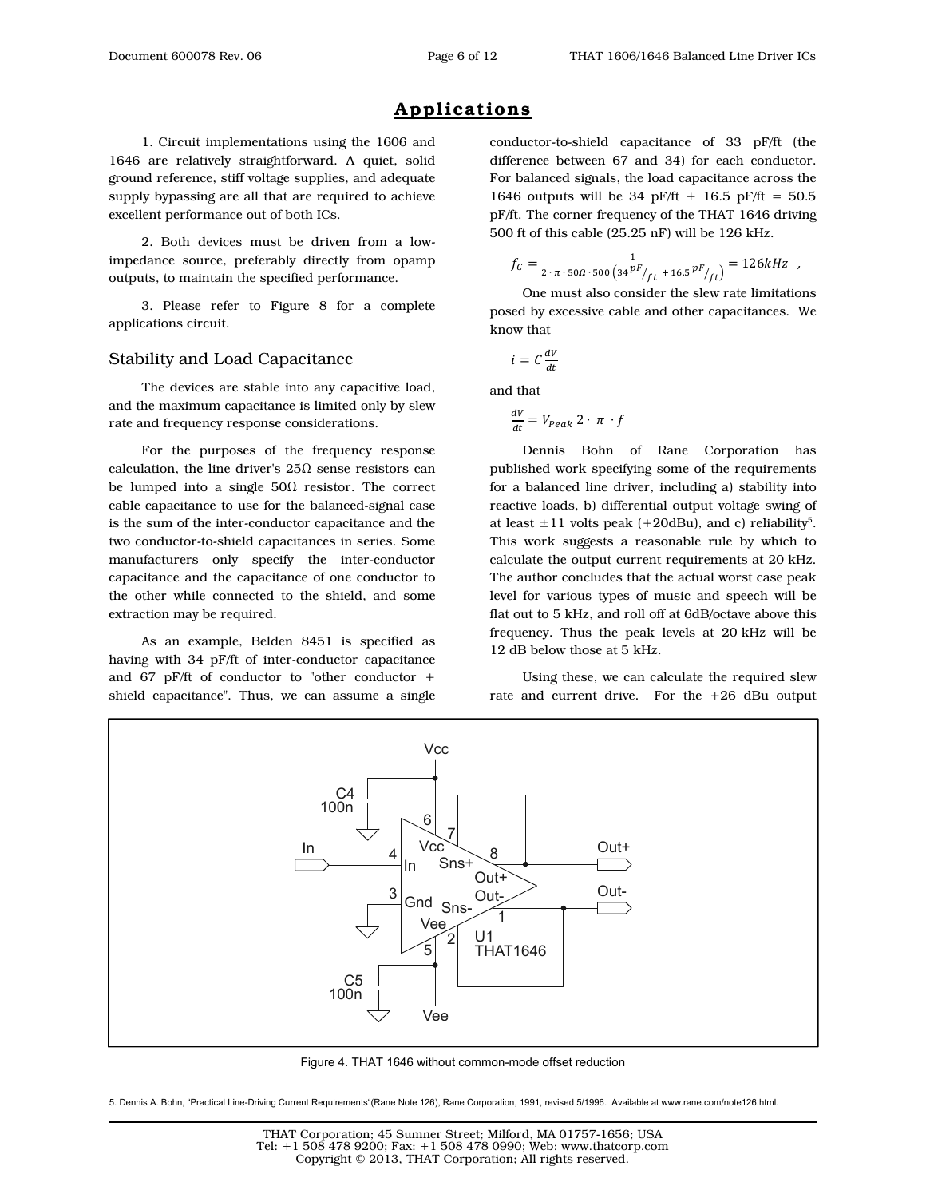## Applications

1. Circuit implementations using the 1606 and 1646 are relatively straightforward. A quiet, solid ground reference, stiff voltage supplies, and adequate supply bypassing are all that are required to achieve excellent performance out of both ICs.

2. Both devices must be driven from a low-impedance source, preferably directly from opamp outputs, to maintain the specified performance.

3. Please refer to Figure 8 for a complete applications circuit.

### Stability and Load Capacitance

The devices are stable into any capacitive load, and the maximum capacitance is limited only by slew rate and frequency response considerations.

For the purposes of the frequency response calculation, the line driver's 25Ω sense resistors can be lumped into a single 50Ω resistor. The correct cable capacitance to use for the balanced-signal case is the sum of the inter-conductor capacitance and the two conductor-to-shield capacitances in series. Some manufacturers only specify the inter-conductor capacitance and the capacitance of one conductor to the other while connected to the shield, and some extraction may be required.

As an example, Belden 8451 is specified as having with 34 pF/ft of inter-conductor capacitance and 67 pF/ft of conductor to "other conductor + shield capacitance". Thus, we can assume a single conductor-to-shield capacitance of 33 pF/ft (the difference between 67 and 34) for each conductor. For balanced signals, the load capacitance across the 1646 outputs will be 34 pF/ft + 16.5 pF/ft = 50.5 pF/ft. The corner frequency of the THAT 1646 driving 500 ft of this cable (25.25 nF) will be 126 kHz.

$$f_C = \frac{1}{2 \cdot \pi \cdot 50\Omega \cdot 500 \left(34 \, {}^{pF}/_{ft} + 16.5 \, {}^{pF}/_{ft}\right)} = 126kHz \ ,$$

One must also consider the slew rate limitations posed by excessive cable and other capacitances. We know that

$$i = C\frac{dV}{dt}$$

and that

$$\frac{dV}{dt} = V_{Peak} \, 2 \cdot \pi \cdot f$$

Dennis Bohn of Rane Corporation has published work specifying some of the requirements for a balanced line driver, including a) stability into reactive loads, b) differential output voltage swing of at least ±11 volts peak (+20dBu), and c) reliability[5]. This work suggests a reasonable rule by which to calculate the output current requirements at 20 kHz. The author concludes that the actual worst case peak level for various types of music and speech will be flat out to 5 kHz, and roll off at 6dB/octave above this frequency. Thus the peak levels at 20 kHz will be 12 dB below those at 5 kHz.

Using these, we can calculate the required slew rate and current drive. For the +26 dBu output

Figure 4. THAT 1646 without common-mode offset reduction

5. Dennis A. Bohn, "Practical Line-Driving Current Requirements"(Rane Note 126), Rane Corporation, 1991, revised 5/1996. Available at www.rane.com/note126.html.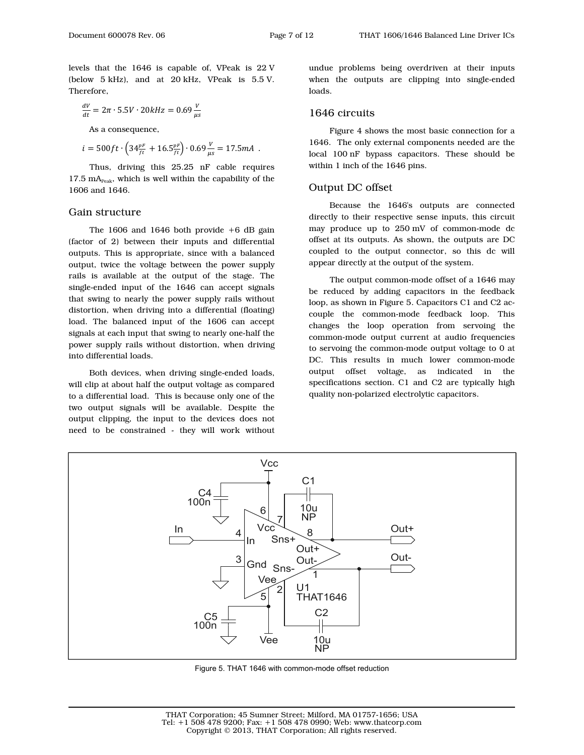levels that the 1646 is capable of, VPeak is 22 V (below 5 kHz), and at 20 kHz, VPeak is 5.5 V. Therefore,

$$\frac{dV}{dt} = 2\pi \cdot 5.5V \cdot 20kHz = 0.69\frac{V}{\mu s}$$

As a consequence,

$$i = 500ft \cdot \left(34\frac{pF}{ft} + 16.5\frac{pF}{ft}\right) \cdot 0.69\frac{V}{\mu s} = 17.5mA \ .$$

Thus, driving this 25.25 nF cable requires 17.5 $mA_{Peak}$, which is well within the capability of the 1606 and 1646.

## Gain structure

The 1606 and 1646 both provide +6 dB gain (factor of 2) between their inputs and differential outputs. This is appropriate, since with a balanced output, twice the voltage between the power supply rails is available at the output of the stage. The single-ended input of the 1646 can accept signals that swing to nearly the power supply rails without distortion, when driving into a differential (floating) load. The balanced input of the 1606 can accept signals at each input that swing to nearly one-half the power supply rails without distortion, when driving into differential loads.

Both devices, when driving single-ended loads, will clip at about half the output voltage as compared to a differential load. This is because only one of the two output signals will be available. Despite the output clipping, the input to the devices does not need to be constrained - they will work without undue problems being overdriven at their inputs when the outputs are clipping into single-ended loads.

## 1646 circuits

Figure 4 shows the most basic connection for a 1646. The only external components needed are the local 100 nF bypass capacitors. These should be within 1 inch of the 1646 pins.

## Output DC offset

Because the 1646's outputs are connected directly to their respective sense inputs, this circuit may produce up to 250 mV of common-mode dc offset at its outputs. As shown, the outputs are DC coupled to the output connector, so this dc will appear directly at the output of the system.

The output common-mode offset of a 1646 may be reduced by adding capacitors in the feedback loop, as shown in Figure 5. Capacitors C1 and C2 ac-couple the common-mode feedback loop. This changes the loop operation from servoing the common-mode output current at audio frequencies to servoing the common-mode output voltage to 0 at DC. This results in much lower common-mode output offset voltage, as indicated in the specifications section. C1 and C2 are typically high quality non-polarized electrolytic capacitors.

Figure 5. THAT 1646 with common-mode offset reduction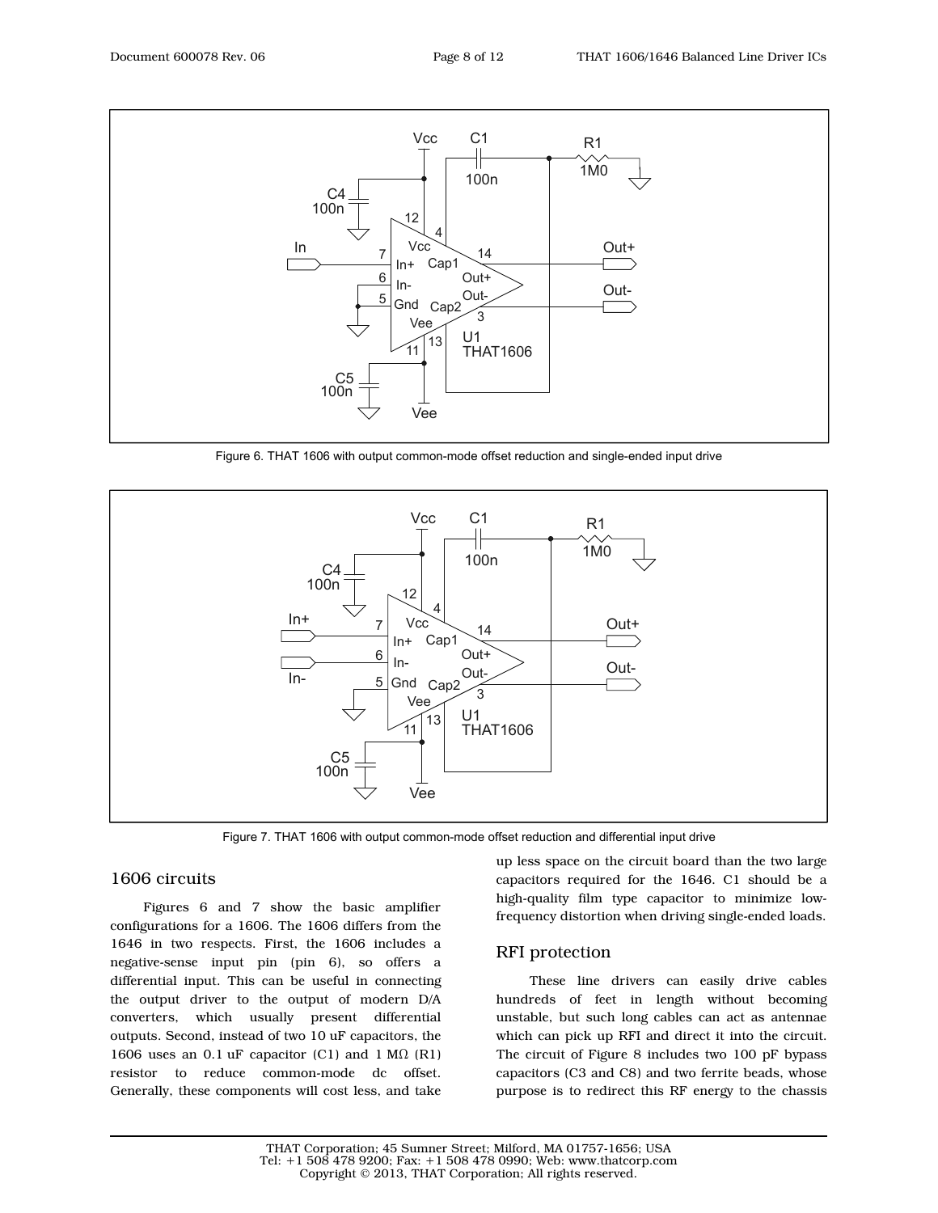Figure 6. THAT 1606 with output common-mode offset reduction and single-ended input drive

Figure 7. THAT 1606 with output common-mode offset reduction and differential input drive

## 1606 circuits

Figures 6 and 7 show the basic amplifier configurations for a 1606. The 1606 differs from the 1646 in two respects. First, the 1606 includes a negative-sense input pin (pin 6), so offers a differential input. This can be useful in connecting the output driver to the output of modern D/A converters, which usually present differential outputs. Second, instead of two 10 uF capacitors, the 1606 uses an 0.1 uF capacitor (C1) and 1 MΩ (R1) resistor to reduce common-mode dc offset. Generally, these components will cost less, and take up less space on the circuit board than the two large capacitors required for the 1646. C1 should be a high-quality film type capacitor to minimize low-frequency distortion when driving single-ended loads.

## RFI protection

These line drivers can easily drive cables hundreds of feet in length without becoming unstable, but such long cables can act as antennae which can pick up RFI and direct it into the circuit. The circuit of Figure 8 includes two 100 pF bypass capacitors (C3 and C8) and two ferrite beads, whose purpose is to redirect this RF energy to the chassis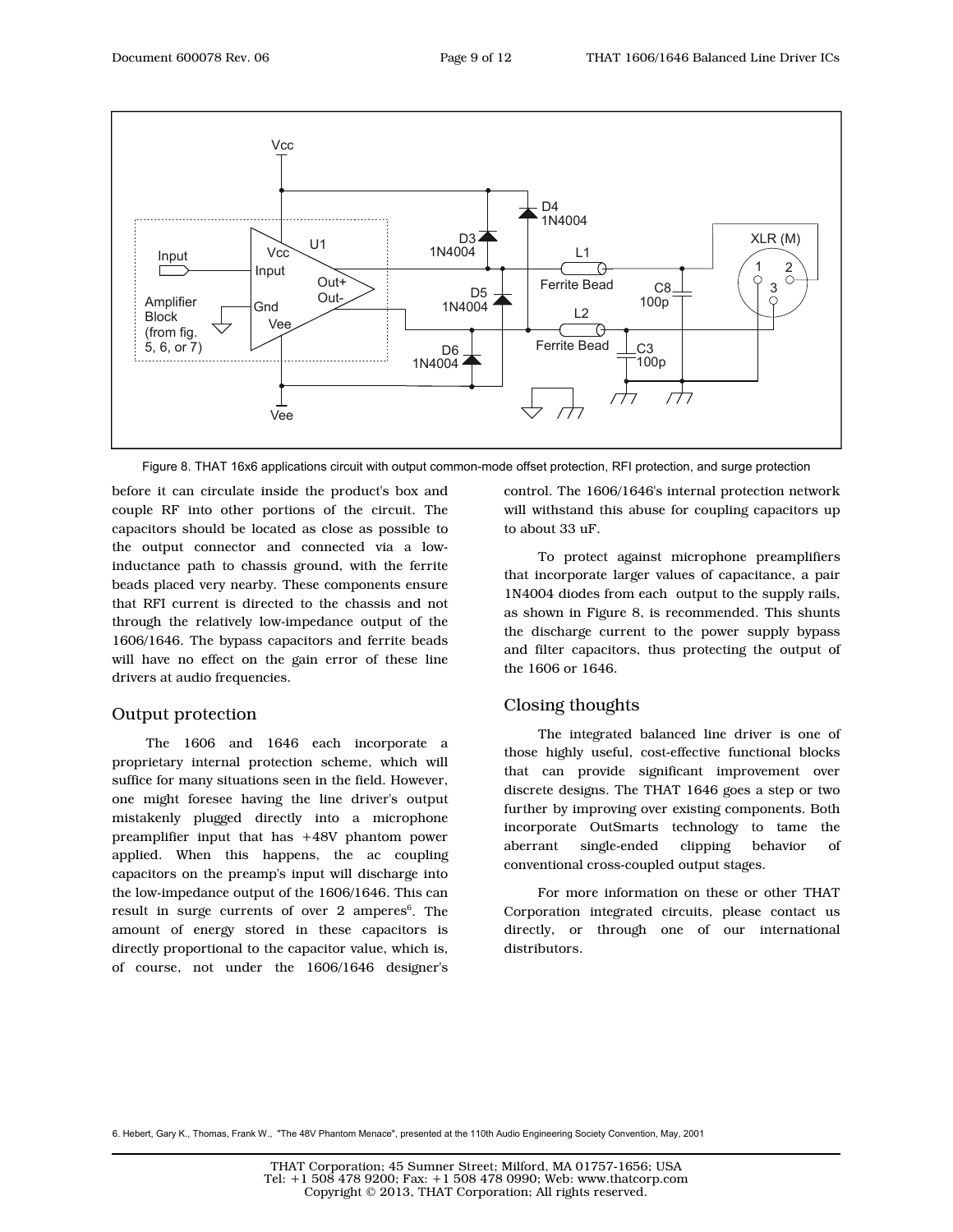Figure 8. THAT 16x6 applications circuit with output common-mode offset protection, RFI protection, and surge protection

before it can circulate inside the product's box and couple RF into other portions of the circuit. The capacitors should be located as close as possible to the output connector and connected via a low-inductance path to chassis ground, with the ferrite beads placed very nearby. These components ensure that RFI current is directed to the chassis and not through the relatively low-impedance output of the 1606/1646. The bypass capacitors and ferrite beads will have no effect on the gain error of these line drivers at audio frequencies.

## Output protection

The 1606 and 1646 each incorporate a proprietary internal protection scheme, which will suffice for many situations seen in the field. However, one might foresee having the line driver's output mistakenly plugged directly into a microphone preamplifier input that has +48V phantom power applied. When this happens, the ac coupling capacitors on the preamp's input will discharge into the low-impedance output of the 1606/1646. This can result in surge currents of over 2 amperes[6]. The amount of energy stored in these capacitors is directly proportional to the capacitor value, which is, of course, not under the 1606/1646 designer's control. The 1606/1646's internal protection network will withstand this abuse for coupling capacitors up to about 33 uF.

To protect against microphone preamplifiers that incorporate larger values of capacitance, a pair 1N4004 diodes from each output to the supply rails, as shown in Figure 8, is recommended. This shunts the discharge current to the power supply bypass and filter capacitors, thus protecting the output of the 1606 or 1646.

## Closing thoughts

The integrated balanced line driver is one of those highly useful, cost-effective functional blocks that can provide significant improvement over discrete designs. The THAT 1646 goes a step or two further by improving over existing components. Both incorporate OutSmarts technology to tame the aberrant single-ended clipping behavior of conventional cross-coupled output stages.

For more information on these or other THAT Corporation integrated circuits, please contact us directly, or through one of our international distributors.

6. Hebert, Gary K., Thomas, Frank W., "The 48V Phantom Menace", presented at the 110th Audio Engineering Society Convention, May, 2001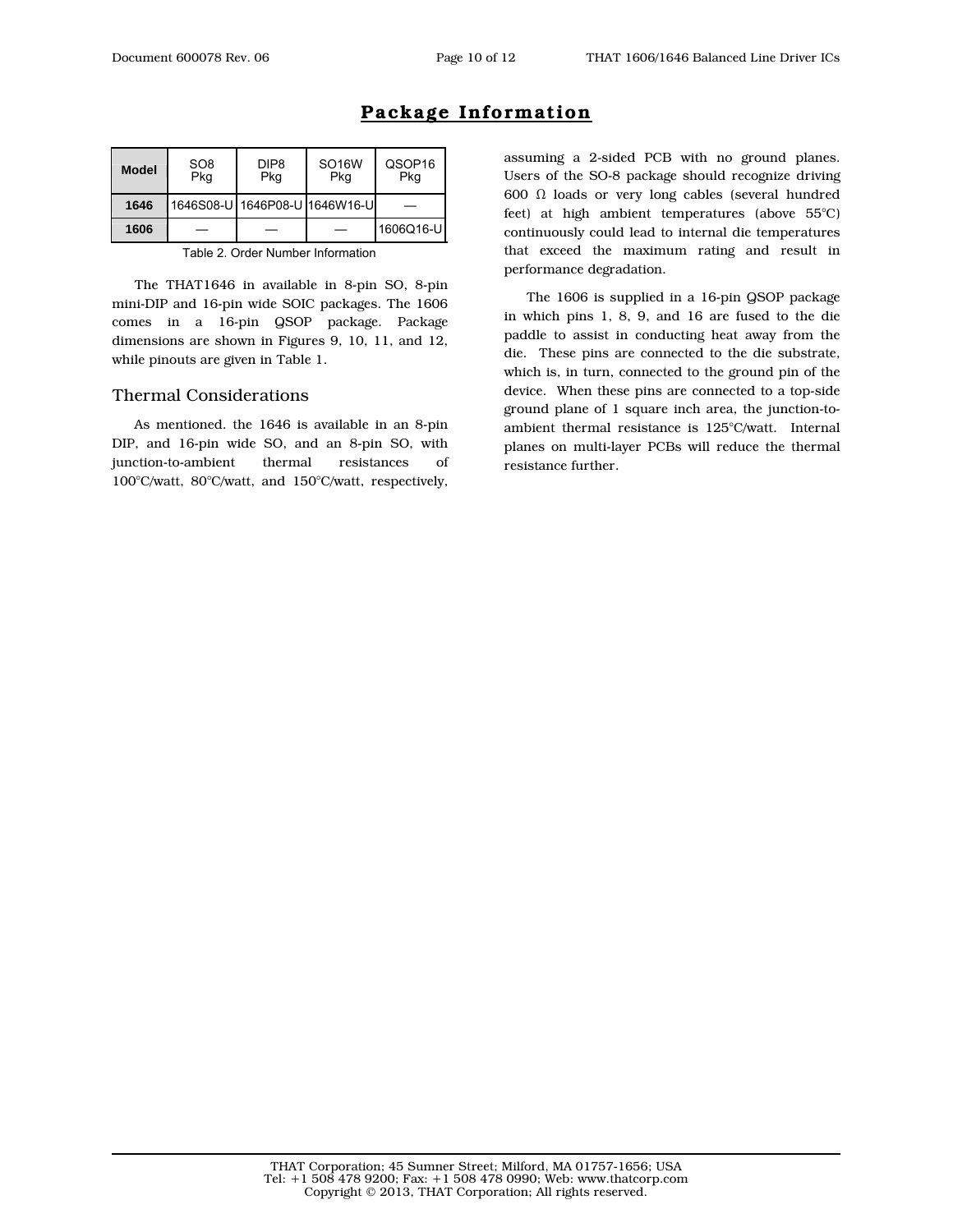# Package Information

| Model | SO8 Pkg | DIP8 Pkg | SO16W Pkg | QSOP16 Pkg |
|---|---|---|---|---|
| **1646** | 1646S08-U | 1646P08-U | 1646W16-U | — |
| **1606** | — | — | — | 1606Q16-U |

Table 2. Order Number Information

The THAT1646 in available in 8-pin SO, 8-pin mini-DIP and 16-pin wide SOIC packages. The 1606 comes in a 16-pin QSOP package. Package dimensions are shown in Figures 9, 10, 11, and 12, while pinouts are given in Table 1.

## Thermal Considerations

As mentioned. the 1646 is available in an 8-pin DIP, and 16-pin wide SO, and an 8-pin SO, with junction-to-ambient thermal resistances of 100°C/watt, 80°C/watt, and 150°C/watt, respectively, assuming a 2-sided PCB with no ground planes. Users of the SO-8 package should recognize driving 600 Ω loads or very long cables (several hundred feet) at high ambient temperatures (above 55°C) continuously could lead to internal die temperatures that exceed the maximum rating and result in performance degradation.

The 1606 is supplied in a 16-pin QSOP package in which pins 1, 8, 9, and 16 are fused to the die paddle to assist in conducting heat away from the die. These pins are connected to the die substrate, which is, in turn, connected to the ground pin of the device. When these pins are connected to a top-side ground plane of 1 square inch area, the junction-to-ambient thermal resistance is 125°C/watt. Internal planes on multi-layer PCBs will reduce the thermal resistance further.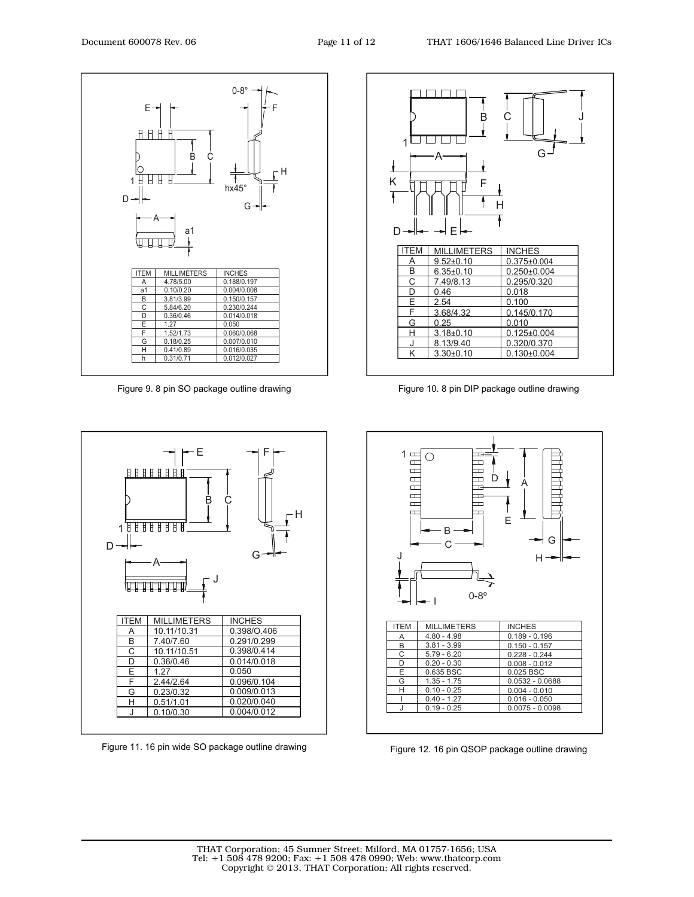| ITEM | MILLIMETERS | INCHES |
| --- | --- | --- |
| A | 4.78/5.00 | 0.188/0.197 |
| a1 | 0.10/0.20 | 0.004/0.008 |
| B | 3.81/3.99 | 0.150/0.157 |
| C | 5.84/6.20 | 0.230/0.244 |
| D | 0.36/0.46 | 0.014/0.018 |
| E | 1.27 | 0.050 |
| F | 1.52/1.73 | 0.060/0.068 |
| G | 0.18/0.25 | 0.007/0.010 |
| H | 0.41/0.89 | 0.016/0.035 |
| h | 0.31/0.71 | 0.012/0.027 |

Figure 9. 8 pin SO package outline drawing

| ITEM | MILLIMETERS | INCHES |
| --- | --- | --- |
| A | 9.52±0.10 | 0.375±0.004 |
| B | 6.35±0.10 | 0.250±0.004 |
| C | 7.49/8.13 | 0.295/0.320 |
| D | 0.46 | 0.018 |
| E | 2.54 | 0.100 |
| F | 3.68/4.32 | 0.145/0.170 |
| G | 0.25 | 0.010 |
| H | 3.18±0.10 | 0.125±0.004 |
| J | 8.13/9.40 | 0.320/0.370 |
| K | 3.30±0.10 | 0.130±0.004 |

Figure 10. 8 pin DIP package outline drawing

| ITEM | MILLIMETERS | INCHES |
| --- | --- | --- |
| A | 10.11/10.31 | 0.398/O.406 |
| B | 7.40/7.60 | 0.291/0.299 |
| C | 10.11/10.51 | 0.398/0.414 |
| D | 0.36/0.46 | 0.014/0.018 |
| E | 1.27 | 0.050 |
| F | 2.44/2.64 | 0.096/0.104 |
| G | 0.23/0.32 | 0.009/0.013 |
| H | 0.51/1.01 | 0.020/0.040 |
| J | 0.10/0.30 | 0.004/0.012 |

Figure 11. 16 pin wide SO package outline drawing

| ITEM | MILLIMETERS | INCHES |
| --- | --- | --- |
| A | 4.80 - 4.98 | 0.189 - 0.196 |
| B | 3.81 - 3.99 | 0.150 - 0.157 |
| C | 5.79 - 6.20 | 0.228 - 0.244 |
| D | 0.20 - 0.30 | 0.008 - 0.012 |
| E | 0.635 BSC | 0.025 BSC |
| G | 1.35 - 1.75 | 0.0532 - 0.0688 |
| H | 0.10 - 0.25 | 0.004 - 0.010 |
| I | 0.40 - 1.27 | 0.016 - 0.050 |
| J | 0.19 - 0.25 | 0.0075 - 0.0098 |

Figure 12. 16 pin QSOP package outline drawing

THAT Corporation; 45 Sumner Street; Milford, MA 01757-1656; USA
Tel: +1 508 478 9200; Fax: +1 508 478 0990; Web: www.thatcorp.com
Copyright © 2013, THAT Corporation; All rights reserved.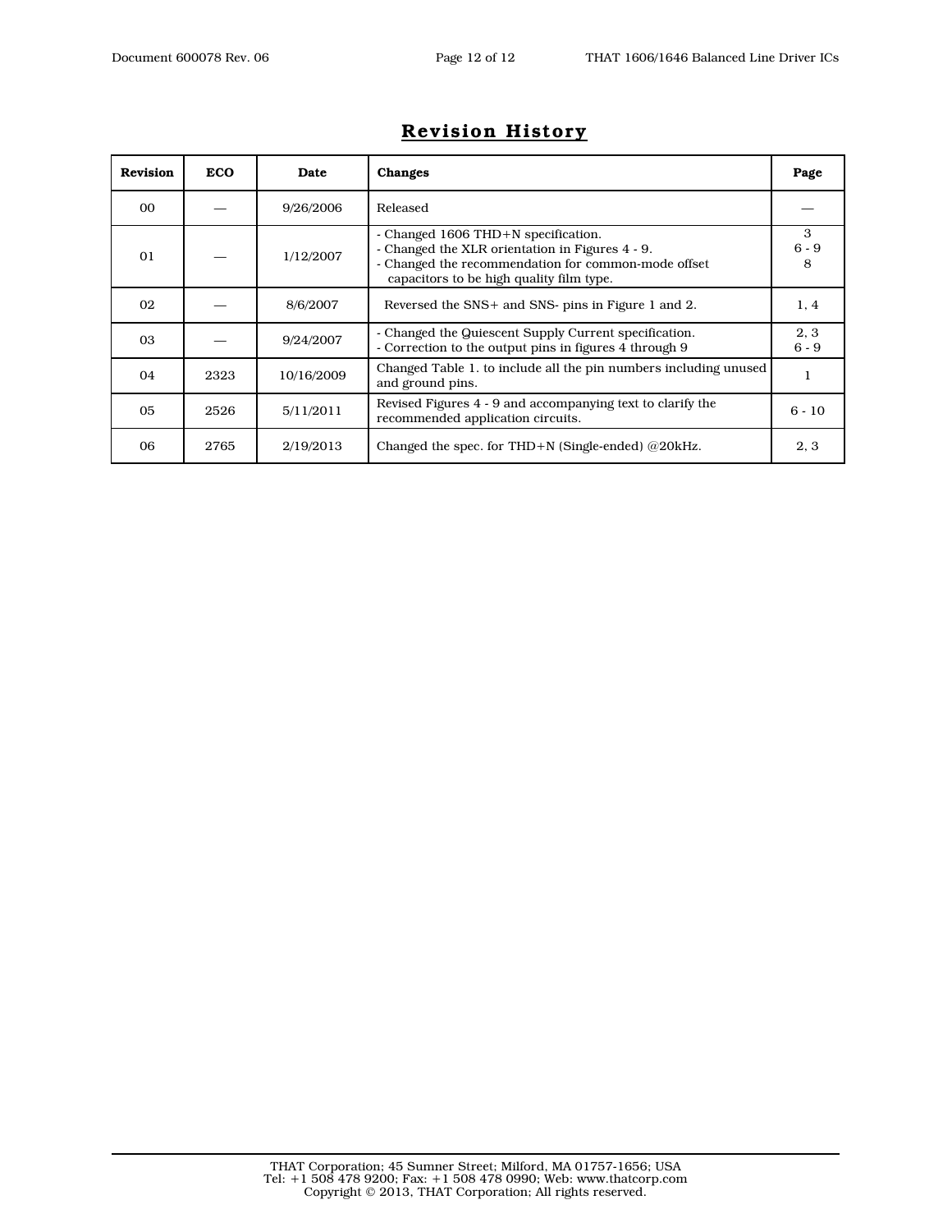# Revision History

| Revision | ECO | Date | Changes | Page |
|---|---|---|---|---|
| 00 | — | 9/26/2006 | Released | — |
| 01 | — | 1/12/2007 | - Changed 1606 THD+N specification.<br>- Changed the XLR orientation in Figures 4 - 9.<br>- Changed the recommendation for common-mode offset capacitors to be high quality film type. | 3<br>6 - 9<br>8 |
| 02 | — | 8/6/2007 | Reversed the SNS+ and SNS- pins in Figure 1 and 2. | 1, 4 |
| 03 | — | 9/24/2007 | - Changed the Quiescent Supply Current specification.<br>- Correction to the output pins in figures 4 through 9 | 2, 3<br>6 - 9 |
| 04 | 2323 | 10/16/2009 | Changed Table 1. to include all the pin numbers including unused and ground pins. | 1 |
| 05 | 2526 | 5/11/2011 | Revised Figures 4 - 9 and accompanying text to clarify the recommended application circuits. | 6 - 10 |
| 06 | 2765 | 2/19/2013 | Changed the spec. for THD+N (Single-ended) @20kHz. | 2, 3 |

THAT Corporation; 45 Sumner Street; Milford, MA 01757-1656; USA
Tel: +1 508 478 9200; Fax: +1 508 478 0990; Web: www.thatcorp.com
Copyright © 2013, THAT Corporation; All rights reserved.